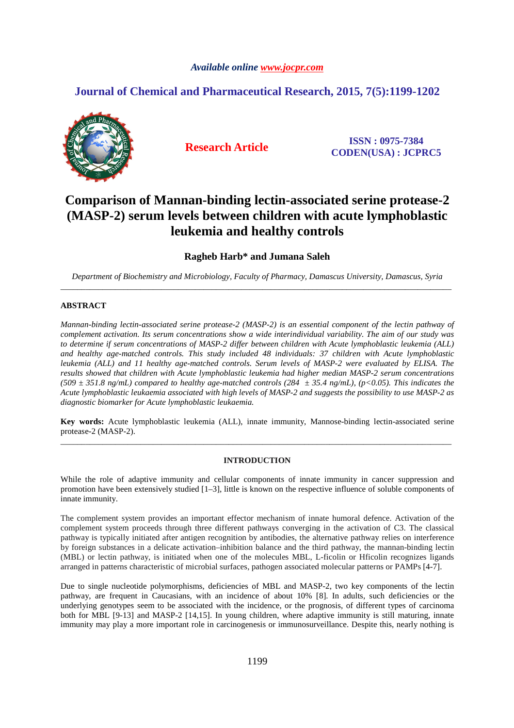*Available online www.jocpr.com*

## Journal of Chemical and Pharmaceutical Research, 2015, 7(5):1199-1202

**Research Article**

**ISSN : 0975-7384**
**CODEN(USA) : JCPRC5**

# Comparison of Mannan-binding lectin-associated serine protease-2 (MASP-2) serum levels between children with acute lymphoblastic leukemia and healthy controls

**Ragheb Harb\* and Jumana Saleh**

*Department of Biochemistry and Microbiology, Faculty of Pharmacy, Damascus University, Damascus, Syria*

---

## ABSTRACT

*Mannan-binding lectin-associated serine protease-2 (MASP-2) is an essential component of the lectin pathway of complement activation. Its serum concentrations show a wide interindividual variability. The aim of our study was to determine if serum concentrations of MASP-2 differ between children with Acute lymphoblastic leukemia (ALL) and healthy age-matched controls. This study included 48 individuals: 37 children with Acute lymphoblastic leukemia (ALL) and 11 healthy age-matched controls. Serum levels of MASP-2 were evaluated by ELISA. The results showed that children with Acute lymphoblastic leukemia had higher median MASP-2 serum concentrations (509 ± 351.8 ng/mL) compared to healthy age-matched controls (284 ± 35.4 ng/mL), ($p<0.05$). This indicates the Acute lymphoblastic leukaemia associated with high levels of MASP-2 and suggests the possibility to use MASP-2 as diagnostic biomarker for Acute lymphoblastic leukaemia.*

**Key words:** Acute lymphoblastic leukemia (ALL), innate immunity, Mannose-binding lectin-associated serine protease-2 (MASP-2).

---

## INTRODUCTION

While the role of adaptive immunity and cellular components of innate immunity in cancer suppression and promotion have been extensively studied [1–3], little is known on the respective influence of soluble components of innate immunity.

The complement system provides an important effector mechanism of innate humoral defence. Activation of the complement system proceeds through three different pathways converging in the activation of C3. The classical pathway is typically initiated after antigen recognition by antibodies, the alternative pathway relies on interference by foreign substances in a delicate activation–inhibition balance and the third pathway, the mannan-binding lectin (MBL) or lectin pathway, is initiated when one of the molecules MBL, L-ficolin or Hficolin recognizes ligands arranged in patterns characteristic of microbial surfaces, pathogen associated molecular patterns or PAMPs [4-7].

Due to single nucleotide polymorphisms, deficiencies of MBL and MASP-2, two key components of the lectin pathway, are frequent in Caucasians, with an incidence of about 10% [8]. In adults, such deficiencies or the underlying genotypes seem to be associated with the incidence, or the prognosis, of different types of carcinoma both for MBL [9-13] and MASP-2 [14,15]. In young children, where adaptive immunity is still maturing, innate immunity may play a more important role in carcinogenesis or immunosurveillance. Despite this, nearly nothing is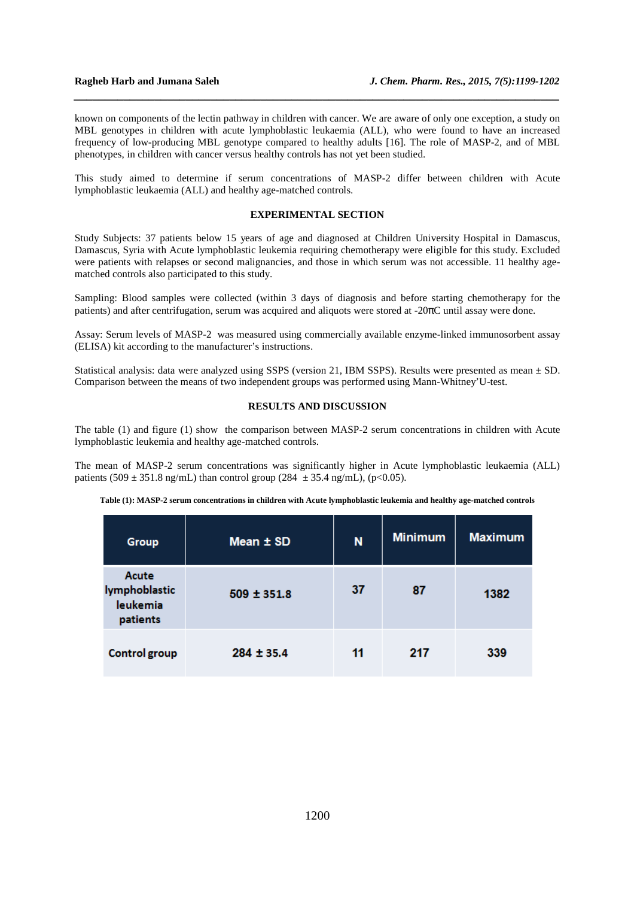known on components of the lectin pathway in children with cancer. We are aware of only one exception, a study on MBL genotypes in children with acute lymphoblastic leukaemia (ALL), who were found to have an increased frequency of low-producing MBL genotype compared to healthy adults [16]. The role of MASP-2, and of MBL phenotypes, in children with cancer versus healthy controls has not yet been studied.

This study aimed to determine if serum concentrations of MASP-2 differ between children with Acute lymphoblastic leukaemia (ALL) and healthy age-matched controls.

## EXPERIMENTAL SECTION

Study Subjects: 37 patients below 15 years of age and diagnosed at Children University Hospital in Damascus, Damascus, Syria with Acute lymphoblastic leukemia requiring chemotherapy were eligible for this study. Excluded were patients with relapses or second malignancies, and those in which serum was not accessible. 11 healthy age-matched controls also participated to this study.

Sampling: Blood samples were collected (within 3 days of diagnosis and before starting chemotherapy for the patients) and after centrifugation, serum was acquired and aliquots were stored at -20πC until assay were done.

Assay: Serum levels of MASP-2 was measured using commercially available enzyme-linked immunosorbent assay (ELISA) kit according to the manufacturer's instructions.

Statistical analysis: data were analyzed using SSPS (version 21, IBM SSPS). Results were presented as mean ± SD. Comparison between the means of two independent groups was performed using Mann-Whitney'U-test.

## RESULTS AND DISCUSSION

The table (1) and figure (1) show the comparison between MASP-2 serum concentrations in children with Acute lymphoblastic leukemia and healthy age-matched controls.

The mean of MASP-2 serum concentrations was significantly higher in Acute lymphoblastic leukaemia (ALL) patients (509 ± 351.8 ng/mL) than control group (284 ± 35.4 ng/mL), ($p<0.05$).

**Table (1): MASP-2 serum concentrations in children with Acute lymphoblastic leukemia and healthy age-matched controls**

| Group | Mean ± SD | N | Minimum | Maximum |
|---|---|---|---|---|
| Acute lymphoblastic leukemia patients | 509 ± 351.8 | 37 | 87 | 1382 |
| Control group | 284 ± 35.4 | 11 | 217 | 339 |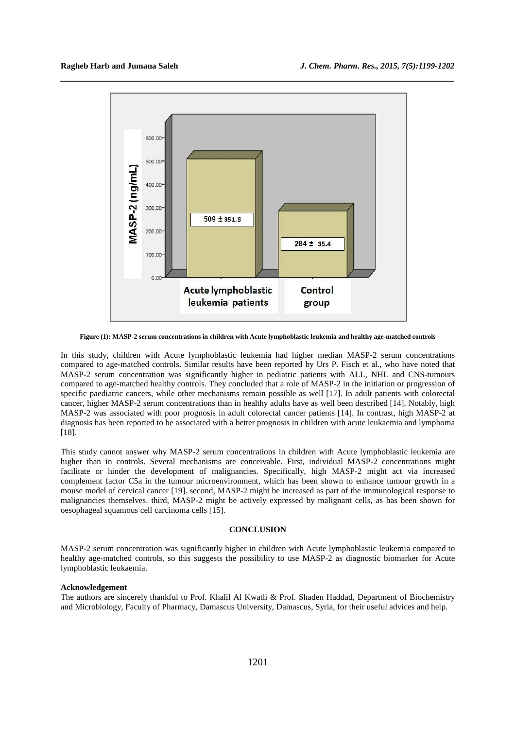**Figure (1): MASP-2 serum concentrations in children with Acute lymphoblastic leukemia and healthy age-matched controls**

In this study, children with Acute lymphoblastic leukemia had higher median MASP-2 serum concentrations compared to age-matched controls. Similar results have been reported by Urs P. Fisch et al., who have noted that MASP-2 serum concentration was significantly higher in pediatric patients with ALL, NHL and CNS-tumours compared to age-matched healthy controls. They concluded that a role of MASP-2 in the initiation or progression of specific paediatric cancers, while other mechanisms remain possible as well [17]. In adult patients with colorectal cancer, higher MASP-2 serum concentrations than in healthy adults have as well been described [14]. Notably, high MASP-2 was associated with poor prognosis in adult colorectal cancer patients [14]. In contrast, high MASP-2 at diagnosis has been reported to be associated with a better prognosis in children with acute leukaemia and lymphoma [18].

This study cannot answer why MASP-2 serum concentrations in children with Acute lymphoblastic leukemia are higher than in controls. Several mechanisms are conceivable. First, individual MASP-2 concentrations might facilitate or hinder the development of malignancies. Specifically, high MASP-2 might act via increased complement factor C5a in the tumour microenvironment, which has been shown to enhance tumour growth in a mouse model of cervical cancer [19]. second, MASP-2 might be increased as part of the immunological response to malignancies themselves. third, MASP-2 might be actively expressed by malignant cells, as has been shown for oesophageal squamous cell carcinoma cells [15].

## CONCLUSION

MASP-2 serum concentration was significantly higher in children with Acute lymphoblastic leukemia compared to healthy age-matched controls, so this suggests the possibility to use MASP-2 as diagnostic biomarker for Acute lymphoblastic leukaemia.

**Acknowledgement**

The authors are sincerely thankful to Prof. Khalil Al Kwatli & Prof. Shaden Haddad, Department of Biochemistry and Microbiology, Faculty of Pharmacy, Damascus University, Damascus, Syria, for their useful advices and help.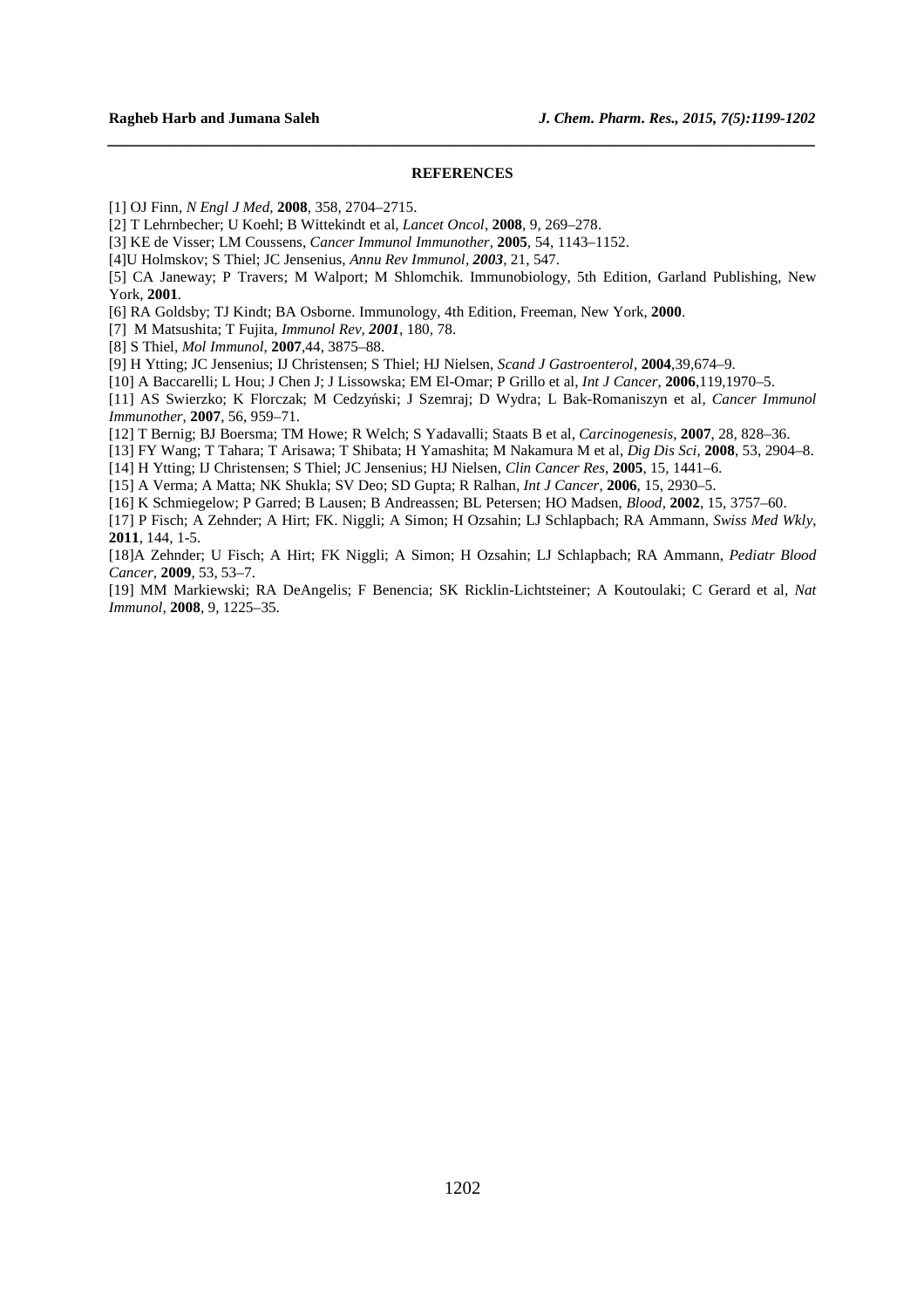## REFERENCES

[1] OJ Finn, *N Engl J Med*, **2008**, 358, 2704–2715.

[2] T Lehrnbecher; U Koehl; B Wittekindt et al, *Lancet Oncol*, **2008**, 9, 269–278.

[3] KE de Visser; LM Coussens, *Cancer Immunol Immunother*, **2005**, 54, 1143–1152.

[4]U Holmskov; S Thiel; JC Jensenius, *Annu Rev Immunol*, ***2003***, 21, 547.

[5] CA Janeway; P Travers; M Walport; M Shlomchik. Immunobiology, 5th Edition, Garland Publishing, New York, **2001**.

[6] RA Goldsby; TJ Kindt; BA Osborne. Immunology, 4th Edition, Freeman, New York, **2000**.

[7] M Matsushita; T Fujita, *Immunol Rev*, ***2001***, 180, 78.

[8] S Thiel, *Mol Immunol*, **2007**,44, 3875–88.

[9] H Ytting; JC Jensenius; IJ Christensen; S Thiel; HJ Nielsen, *Scand J Gastroenterol*, **2004**,39,674–9.

[10] A Baccarelli; L Hou; J Chen J; J Lissowska; EM El-Omar; P Grillo et al, *Int J Cancer*, **2006**,119,1970–5.

[11] AS Swierzko; K Florczak; M Cedzyński; J Szemraj; D Wydra; L Bak-Romaniszyn et al, *Cancer Immunol Immunother*, **2007**, 56, 959–71.

[12] T Bernig; BJ Boersma; TM Howe; R Welch; S Yadavalli; Staats B et al, *Carcinogenesis*, **2007**, 28, 828–36.

[13] FY Wang; T Tahara; T Arisawa; T Shibata; H Yamashita; M Nakamura M et al, *Dig Dis Sci*, **2008**, 53, 2904–8.

[14] H Ytting; IJ Christensen; S Thiel; JC Jensenius; HJ Nielsen, *Clin Cancer Res*, **2005**, 15, 1441–6.

[15] A Verma; A Matta; NK Shukla; SV Deo; SD Gupta; R Ralhan, *Int J Cancer*, **2006**, 15, 2930–5.

[16] K Schmiegelow; P Garred; B Lausen; B Andreassen; BL Petersen; HO Madsen, *Blood*, **2002**, 15, 3757–60.

[17] P Fisch; A Zehnder; A Hirt; FK. Niggli; A Simon; H Ozsahin; LJ Schlapbach; RA Ammann, *Swiss Med Wkly*, **2011**, 144, 1-5.

[18]A Zehnder; U Fisch; A Hirt; FK Niggli; A Simon; H Ozsahin; LJ Schlapbach; RA Ammann, *Pediatr Blood Cancer*, **2009**, 53, 53–7.

[19] MM Markiewski; RA DeAngelis; F Benencia; SK Ricklin-Lichtsteiner; A Koutoulaki; C Gerard et al, *Nat Immunol*, **2008**, 9, 1225–35.